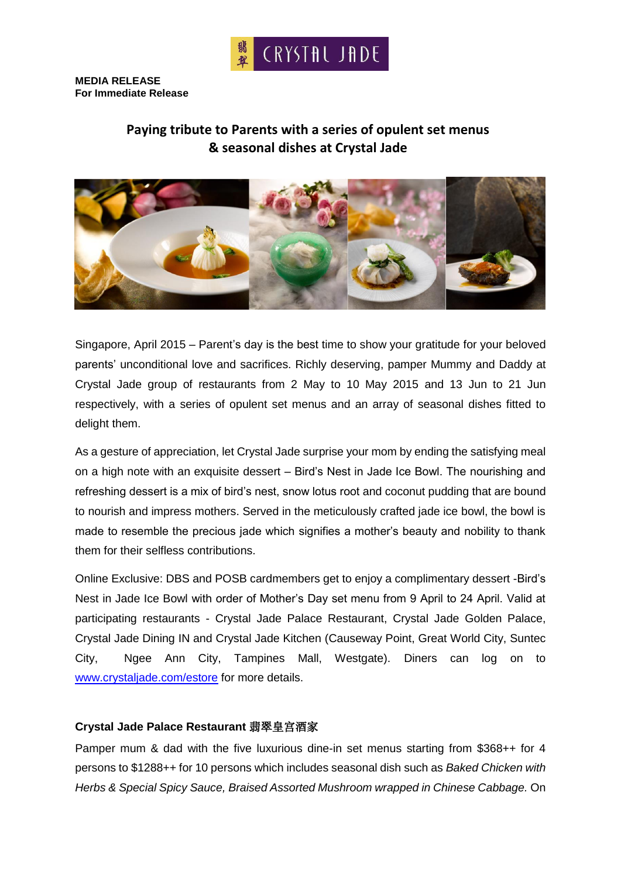**MEDIA RELEASE**
**For Immediate Release**

## Paying tribute to Parents with a series of opulent set menus & seasonal dishes at Crystal Jade

Singapore, April 2015 – Parent's day is the best time to show your gratitude for your beloved parents' unconditional love and sacrifices. Richly deserving, pamper Mummy and Daddy at Crystal Jade group of restaurants from 2 May to 10 May 2015 and 13 Jun to 21 Jun respectively, with a series of opulent set menus and an array of seasonal dishes fitted to delight them.

As a gesture of appreciation, let Crystal Jade surprise your mom by ending the satisfying meal on a high note with an exquisite dessert – Bird's Nest in Jade Ice Bowl. The nourishing and refreshing dessert is a mix of bird's nest, snow lotus root and coconut pudding that are bound to nourish and impress mothers. Served in the meticulously crafted jade ice bowl, the bowl is made to resemble the precious jade which signifies a mother's beauty and nobility to thank them for their selfless contributions.

Online Exclusive: DBS and POSB cardmembers get to enjoy a complimentary dessert -Bird's Nest in Jade Ice Bowl with order of Mother's Day set menu from 9 April to 24 April. Valid at participating restaurants - Crystal Jade Palace Restaurant, Crystal Jade Golden Palace, Crystal Jade Dining IN and Crystal Jade Kitchen (Causeway Point, Great World City, Suntec City, Ngee Ann City, Tampines Mall, Westgate). Diners can log on to www.crystaljade.com/estore for more details.

### Crystal Jade Palace Restaurant 翡翠皇宫酒家

Pamper mum & dad with the five luxurious dine-in set menus starting from $368++ for 4 persons to $1288++ for 10 persons which includes seasonal dish such as *Baked Chicken with Herbs & Special Spicy Sauce, Braised Assorted Mushroom wrapped in Chinese Cabbage.* On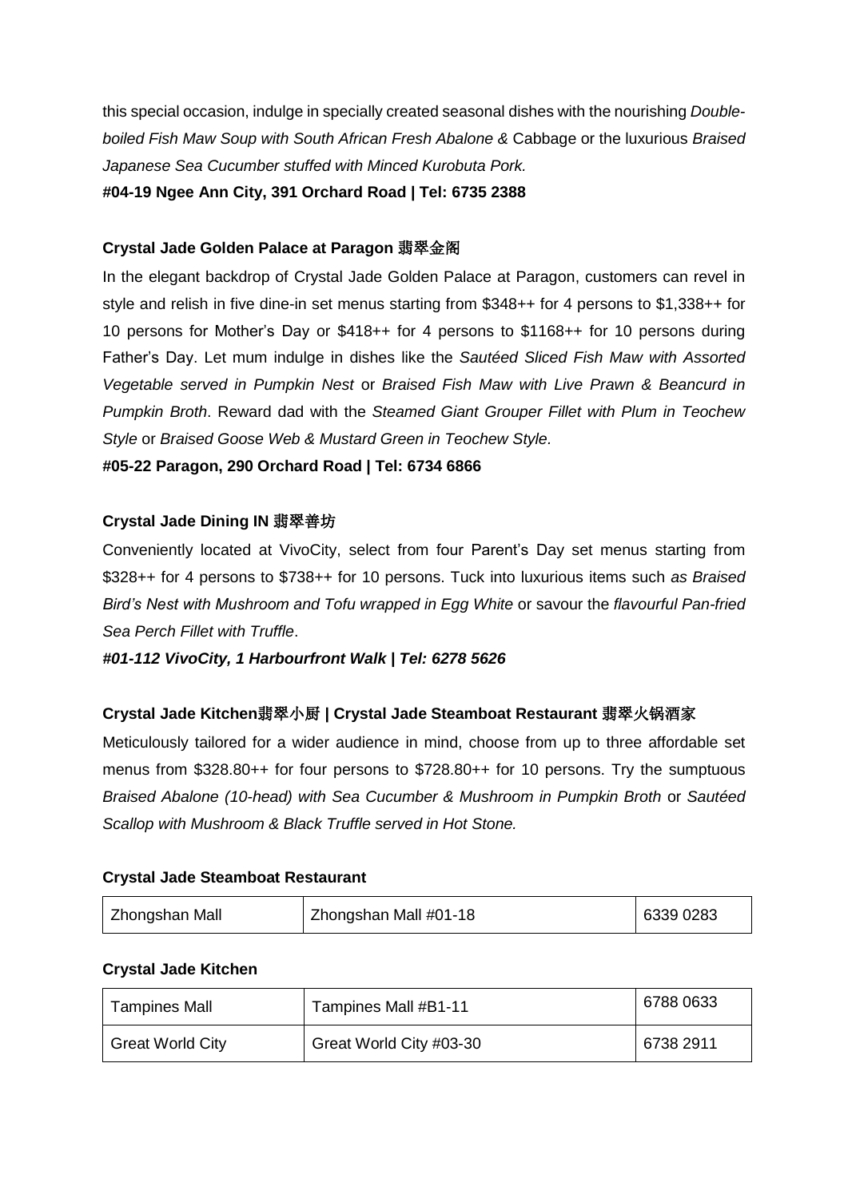this special occasion, indulge in specially created seasonal dishes with the nourishing *Double-boiled Fish Maw Soup with South African Fresh Abalone &* Cabbage or the luxurious *Braised Japanese Sea Cucumber stuffed with Minced Kurobuta Pork.*

**#04-19 Ngee Ann City, 391 Orchard Road | Tel: 6735 2388**

**Crystal Jade Golden Palace at Paragon 翡翠金阁**

In the elegant backdrop of Crystal Jade Golden Palace at Paragon, customers can revel in style and relish in five dine-in set menus starting from $348++ for 4 persons to $1,338++ for 10 persons for Mother's Day or $418++ for 4 persons to $1168++ for 10 persons during Father's Day. Let mum indulge in dishes like the *Sautéed Sliced Fish Maw with Assorted Vegetable served in Pumpkin Nest* or *Braised Fish Maw with Live Prawn & Beancurd in Pumpkin Broth*. Reward dad with the *Steamed Giant Grouper Fillet with Plum in Teochew Style* or *Braised Goose Web & Mustard Green in Teochew Style.*

**#05-22 Paragon, 290 Orchard Road | Tel: 6734 6866**

**Crystal Jade Dining IN 翡翠善坊**

Conveniently located at VivoCity, select from four Parent's Day set menus starting from $328++ for 4 persons to $738++ for 10 persons. Tuck into luxurious items such *as Braised Bird's Nest with Mushroom and Tofu wrapped in Egg White* or savour the *flavourful Pan-fried Sea Perch Fillet with Truffle*.

***#01-112 VivoCity, 1 Harbourfront Walk | Tel: 6278 5626***

**Crystal Jade Kitchen翡翠小厨 | Crystal Jade Steamboat Restaurant 翡翠火锅酒家**

Meticulously tailored for a wider audience in mind, choose from up to three affordable set menus from $328.80++ for four persons to $728.80++ for 10 persons. Try the sumptuous *Braised Abalone (10-head) with Sea Cucumber & Mushroom in Pumpkin Broth* or *Sautéed Scallop with Mushroom & Black Truffle served in Hot Stone.*

**Crystal Jade Steamboat Restaurant**

| Zhongshan Mall | Zhongshan Mall #01-18 | 6339 0283 |
|---|---|---|

**Crystal Jade Kitchen**

| Tampines Mall | Tampines Mall #B1-11 | 6788 0633 |
|---|---|---|
| Great World City | Great World City #03-30 | 6738 2911 |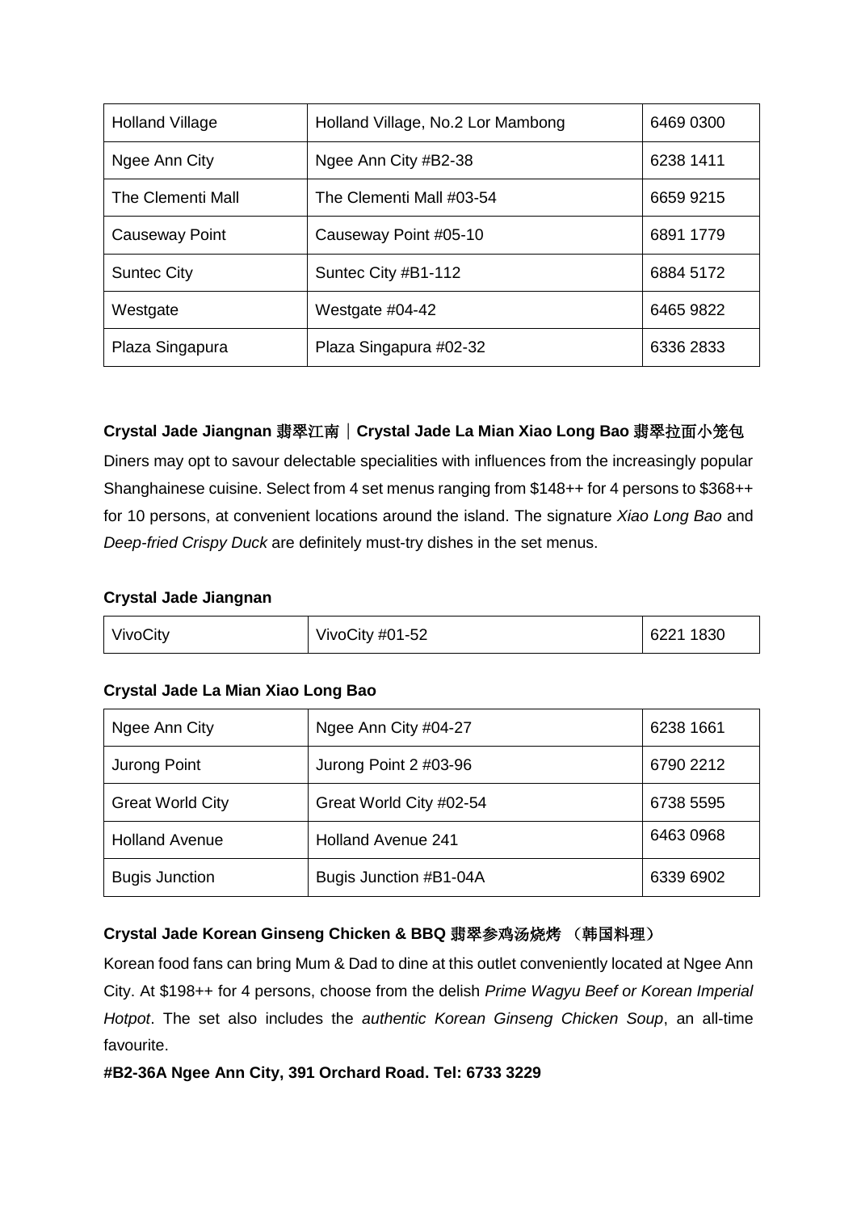| Holland Village | Holland Village, No.2 Lor Mambong | 6469 0300 |
|---|---|---|
| Ngee Ann City | Ngee Ann City #B2-38 | 6238 1411 |
| The Clementi Mall | The Clementi Mall #03-54 | 6659 9215 |
| Causeway Point | Causeway Point #05-10 | 6891 1779 |
| Suntec City | Suntec City #B1-112 | 6884 5172 |
| Westgate | Westgate #04-42 | 6465 9822 |
| Plaza Singapura | Plaza Singapura #02-32 | 6336 2833 |

**Crystal Jade Jiangnan 翡翠江南｜Crystal Jade La Mian Xiao Long Bao 翡翠拉面小笼包**

Diners may opt to savour delectable specialities with influences from the increasingly popular Shanghainese cuisine. Select from 4 set menus ranging from $148++ for 4 persons to $368++ for 10 persons, at convenient locations around the island. The signature *Xiao Long Bao* and *Deep-fried Crispy Duck* are definitely must-try dishes in the set menus.

**Crystal Jade Jiangnan**

| VivoCity | VivoCity #01-52 | 6221 1830 |
|---|---|---|

**Crystal Jade La Mian Xiao Long Bao**

| Ngee Ann City | Ngee Ann City #04-27 | 6238 1661 |
|---|---|---|
| Jurong Point | Jurong Point 2 #03-96 | 6790 2212 |
| Great World City | Great World City #02-54 | 6738 5595 |
| Holland Avenue | Holland Avenue 241 | 6463 0968 |
| Bugis Junction | Bugis Junction #B1-04A | 6339 6902 |

**Crystal Jade Korean Ginseng Chicken & BBQ 翡翠参鸡汤烧烤 （韩国料理）**

Korean food fans can bring Mum & Dad to dine at this outlet conveniently located at Ngee Ann City. At $198++ for 4 persons, choose from the delish *Prime Wagyu Beef or Korean Imperial Hotpot*. The set also includes the *authentic Korean Ginseng Chicken Soup*, an all-time favourite.

**#B2-36A Ngee Ann City, 391 Orchard Road. Tel: 6733 3229**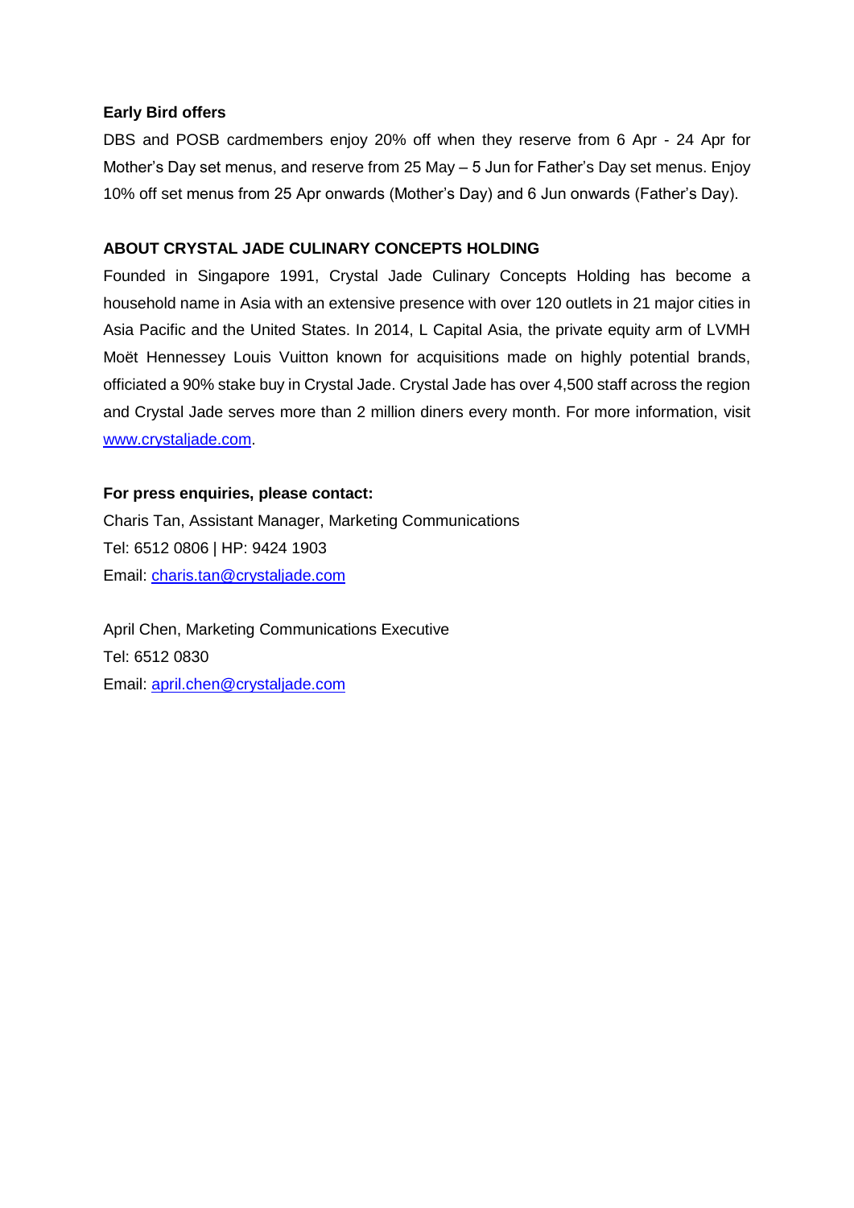**Early Bird offers**

DBS and POSB cardmembers enjoy 20% off when they reserve from 6 Apr - 24 Apr for Mother's Day set menus, and reserve from 25 May – 5 Jun for Father's Day set menus. Enjoy 10% off set menus from 25 Apr onwards (Mother's Day) and 6 Jun onwards (Father's Day).

**ABOUT CRYSTAL JADE CULINARY CONCEPTS HOLDING**

Founded in Singapore 1991, Crystal Jade Culinary Concepts Holding has become a household name in Asia with an extensive presence with over 120 outlets in 21 major cities in Asia Pacific and the United States. In 2014, L Capital Asia, the private equity arm of LVMH Moët Hennessey Louis Vuitton known for acquisitions made on highly potential brands, officiated a 90% stake buy in Crystal Jade. Crystal Jade has over 4,500 staff across the region and Crystal Jade serves more than 2 million diners every month. For more information, visit www.crystaljade.com.

**For press enquiries, please contact:**

Charis Tan, Assistant Manager, Marketing Communications
Tel: 6512 0806 | HP: 9424 1903
Email: charis.tan@crystaljade.com

April Chen, Marketing Communications Executive
Tel: 6512 0830
Email: april.chen@crystaljade.com